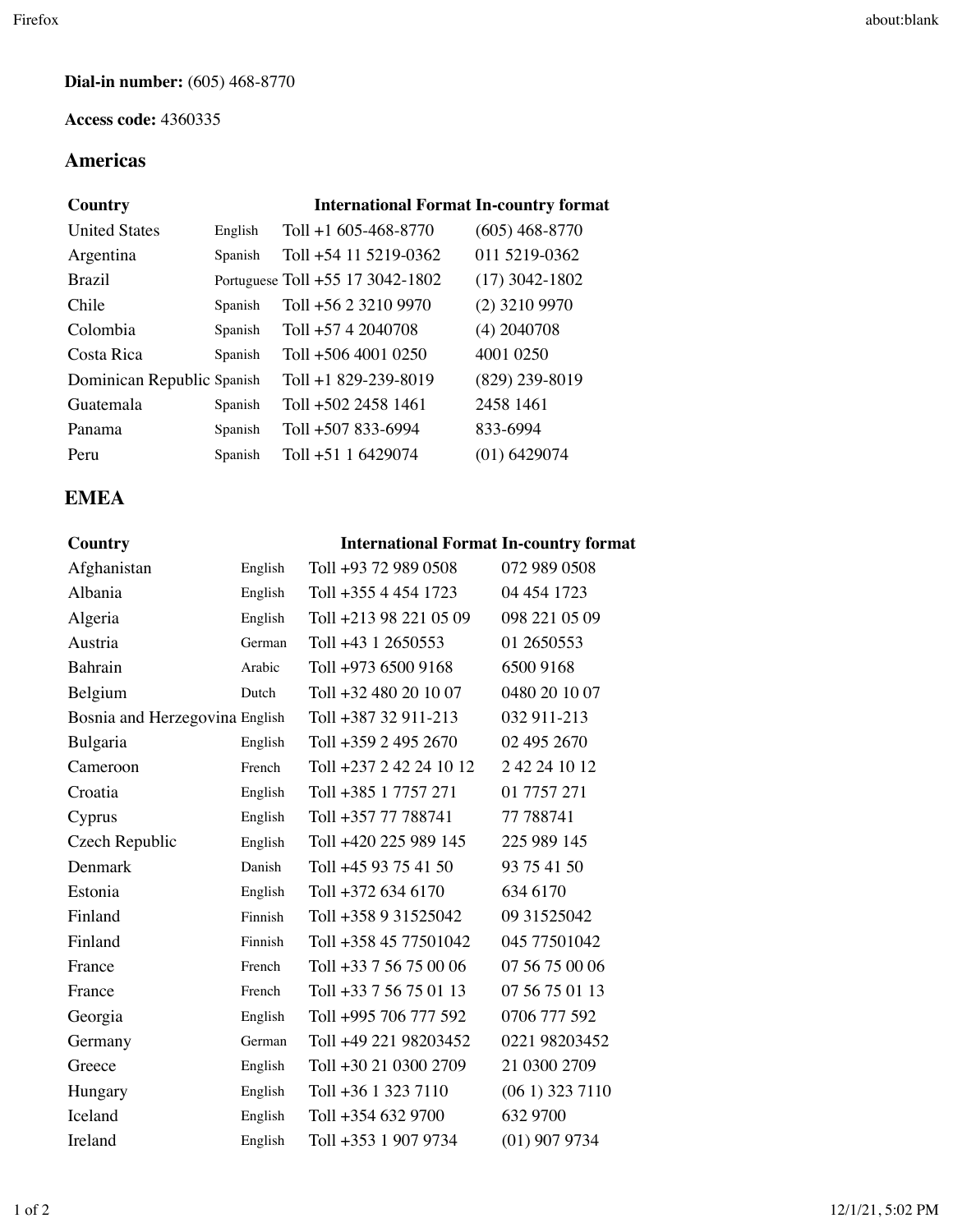**Dial-in number:** (605) 468-8770

**Access code:** 4360335

## Americas

| Country | | International Format | In-country format |
|---|---|---|---|
| United States | English | Toll +1 605-468-8770 | (605) 468-8770 |
| Argentina | Spanish | Toll +54 11 5219-0362 | 011 5219-0362 |
| Brazil | Portuguese | Toll +55 17 3042-1802 | (17) 3042-1802 |
| Chile | Spanish | Toll +56 2 3210 9970 | (2) 3210 9970 |
| Colombia | Spanish | Toll +57 4 2040708 | (4) 2040708 |
| Costa Rica | Spanish | Toll +506 4001 0250 | 4001 0250 |
| Dominican Republic | Spanish | Toll +1 829-239-8019 | (829) 239-8019 |
| Guatemala | Spanish | Toll +502 2458 1461 | 2458 1461 |
| Panama | Spanish | Toll +507 833-6994 | 833-6994 |
| Peru | Spanish | Toll +51 1 6429074 | (01) 6429074 |

## EMEA

| Country | | International Format | In-country format |
|---|---|---|---|
| Afghanistan | English | Toll +93 72 989 0508 | 072 989 0508 |
| Albania | English | Toll +355 4 454 1723 | 04 454 1723 |
| Algeria | English | Toll +213 98 221 05 09 | 098 221 05 09 |
| Austria | German | Toll +43 1 2650553 | 01 2650553 |
| Bahrain | Arabic | Toll +973 6500 9168 | 6500 9168 |
| Belgium | Dutch | Toll +32 480 20 10 07 | 0480 20 10 07 |
| Bosnia and Herzegovina | English | Toll +387 32 911-213 | 032 911-213 |
| Bulgaria | English | Toll +359 2 495 2670 | 02 495 2670 |
| Cameroon | French | Toll +237 2 42 24 10 12 | 2 42 24 10 12 |
| Croatia | English | Toll +385 1 7757 271 | 01 7757 271 |
| Cyprus | English | Toll +357 77 788741 | 77 788741 |
| Czech Republic | English | Toll +420 225 989 145 | 225 989 145 |
| Denmark | Danish | Toll +45 93 75 41 50 | 93 75 41 50 |
| Estonia | English | Toll +372 634 6170 | 634 6170 |
| Finland | Finnish | Toll +358 9 31525042 | 09 31525042 |
| Finland | Finnish | Toll +358 45 77501042 | 045 77501042 |
| France | French | Toll +33 7 56 75 00 06 | 07 56 75 00 06 |
| France | French | Toll +33 7 56 75 01 13 | 07 56 75 01 13 |
| Georgia | English | Toll +995 706 777 592 | 0706 777 592 |
| Germany | German | Toll +49 221 98203452 | 0221 98203452 |
| Greece | English | Toll +30 21 0300 2709 | 21 0300 2709 |
| Hungary | English | Toll +36 1 323 7110 | (06 1) 323 7110 |
| Iceland | English | Toll +354 632 9700 | 632 9700 |
| Ireland | English | Toll +353 1 907 9734 | (01) 907 9734 |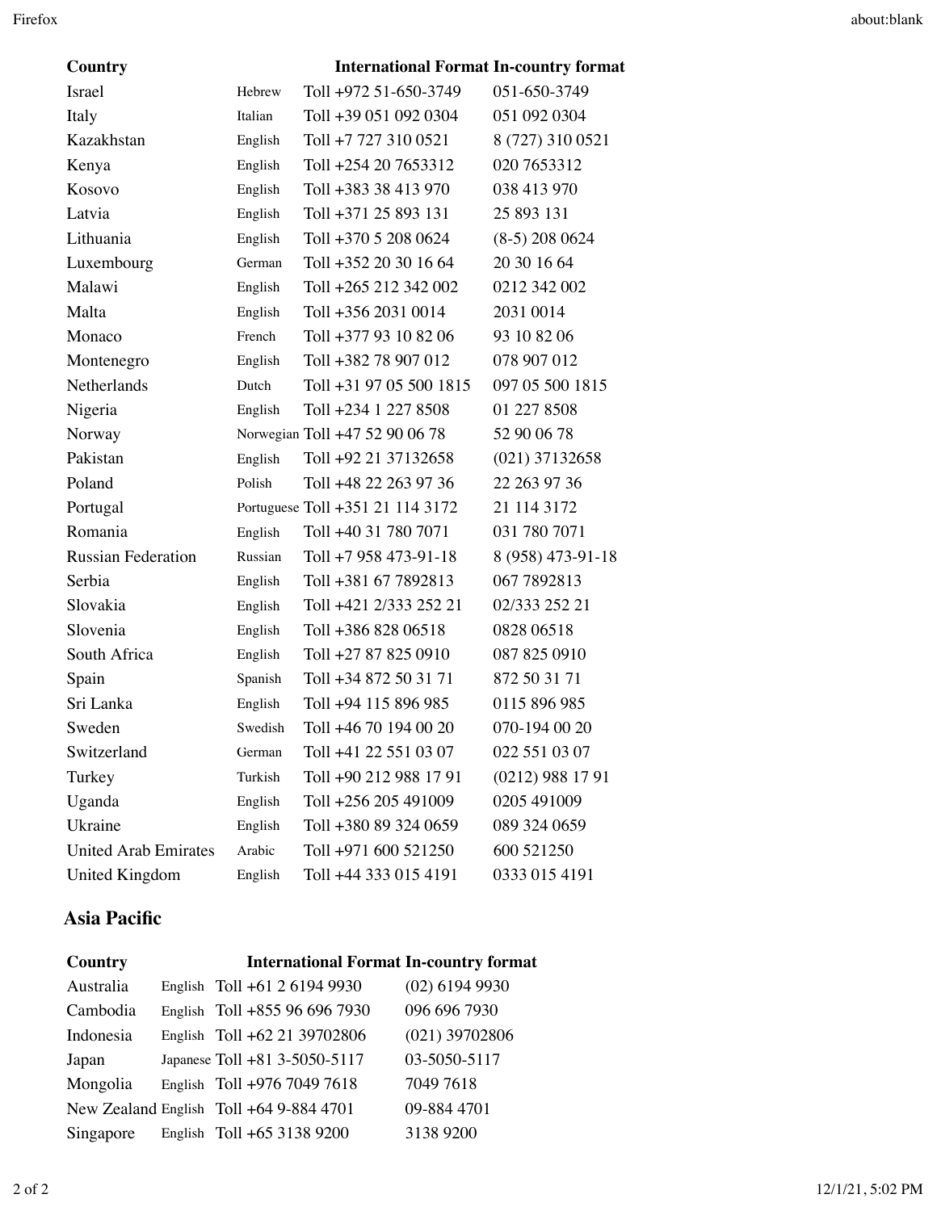| Country | | International Format | In-country format |
|---|---|---|---|
| Israel | Hebrew | Toll +972 51-650-3749 | 051-650-3749 |
| Italy | Italian | Toll +39 051 092 0304 | 051 092 0304 |
| Kazakhstan | English | Toll +7 727 310 0521 | 8 (727) 310 0521 |
| Kenya | English | Toll +254 20 7653312 | 020 7653312 |
| Kosovo | English | Toll +383 38 413 970 | 038 413 970 |
| Latvia | English | Toll +371 25 893 131 | 25 893 131 |
| Lithuania | English | Toll +370 5 208 0624 | (8-5) 208 0624 |
| Luxembourg | German | Toll +352 20 30 16 64 | 20 30 16 64 |
| Malawi | English | Toll +265 212 342 002 | 0212 342 002 |
| Malta | English | Toll +356 2031 0014 | 2031 0014 |
| Monaco | French | Toll +377 93 10 82 06 | 93 10 82 06 |
| Montenegro | English | Toll +382 78 907 012 | 078 907 012 |
| Netherlands | Dutch | Toll +31 97 05 500 1815 | 097 05 500 1815 |
| Nigeria | English | Toll +234 1 227 8508 | 01 227 8508 |
| Norway | Norwegian | Toll +47 52 90 06 78 | 52 90 06 78 |
| Pakistan | English | Toll +92 21 37132658 | (021) 37132658 |
| Poland | Polish | Toll +48 22 263 97 36 | 22 263 97 36 |
| Portugal | Portuguese | Toll +351 21 114 3172 | 21 114 3172 |
| Romania | English | Toll +40 31 780 7071 | 031 780 7071 |
| Russian Federation | Russian | Toll +7 958 473-91-18 | 8 (958) 473-91-18 |
| Serbia | English | Toll +381 67 7892813 | 067 7892813 |
| Slovakia | English | Toll +421 2/333 252 21 | 02/333 252 21 |
| Slovenia | English | Toll +386 828 06518 | 0828 06518 |
| South Africa | English | Toll +27 87 825 0910 | 087 825 0910 |
| Spain | Spanish | Toll +34 872 50 31 71 | 872 50 31 71 |
| Sri Lanka | English | Toll +94 115 896 985 | 0115 896 985 |
| Sweden | Swedish | Toll +46 70 194 00 20 | 070-194 00 20 |
| Switzerland | German | Toll +41 22 551 03 07 | 022 551 03 07 |
| Turkey | Turkish | Toll +90 212 988 17 91 | (0212) 988 17 91 |
| Uganda | English | Toll +256 205 491009 | 0205 491009 |
| Ukraine | English | Toll +380 89 324 0659 | 089 324 0659 |
| United Arab Emirates | Arabic | Toll +971 600 521250 | 600 521250 |
| United Kingdom | English | Toll +44 333 015 4191 | 0333 015 4191 |

## Asia Pacific

| Country | | International Format | In-country format |
|---|---|---|---|
| Australia | English | Toll +61 2 6194 9930 | (02) 6194 9930 |
| Cambodia | English | Toll +855 96 696 7930 | 096 696 7930 |
| Indonesia | English | Toll +62 21 39702806 | (021) 39702806 |
| Japan | Japanese | Toll +81 3-5050-5117 | 03-5050-5117 |
| Mongolia | English | Toll +976 7049 7618 | 7049 7618 |
| New Zealand | English | Toll +64 9-884 4701 | 09-884 4701 |
| Singapore | English | Toll +65 3138 9200 | 3138 9200 |